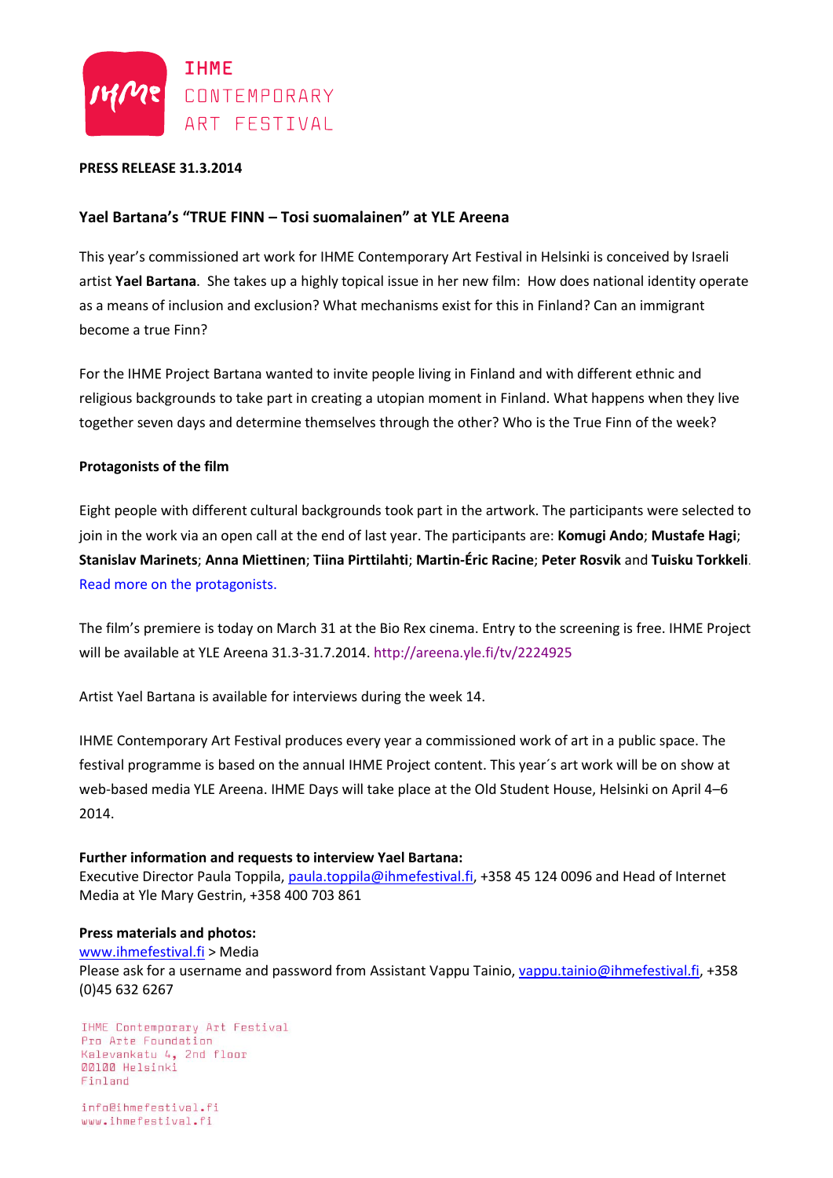IHME
CONTEMPORARY
ART FESTIVAL

**PRESS RELEASE 31.3.2014**

## Yael Bartana's "TRUE FINN – Tosi suomalainen" at YLE Areena

This year's commissioned art work for IHME Contemporary Art Festival in Helsinki is conceived by Israeli artist **Yael Bartana**. She takes up a highly topical issue in her new film: How does national identity operate as a means of inclusion and exclusion? What mechanisms exist for this in Finland? Can an immigrant become a true Finn?

For the IHME Project Bartana wanted to invite people living in Finland and with different ethnic and religious backgrounds to take part in creating a utopian moment in Finland. What happens when they live together seven days and determine themselves through the other? Who is the True Finn of the week?

### Protagonists of the film

Eight people with different cultural backgrounds took part in the artwork. The participants were selected to join in the work via an open call at the end of last year. The participants are: **Komugi Ando**; **Mustafe Hagi**; **Stanislav Marinets**; **Anna Miettinen**; **Tiina Pirttilahti**; **Martin-Éric Racine**; **Peter Rosvik** and **Tuisku Torkkeli**. Read more on the protagonists.

The film's premiere is today on March 31 at the Bio Rex cinema. Entry to the screening is free. IHME Project will be available at YLE Areena 31.3-31.7.2014. http://areena.yle.fi/tv/2224925

Artist Yael Bartana is available for interviews during the week 14.

IHME Contemporary Art Festival produces every year a commissioned work of art in a public space. The festival programme is based on the annual IHME Project content. This year´s art work will be on show at web-based media YLE Areena. IHME Days will take place at the Old Student House, Helsinki on April 4–6 2014.

**Further information and requests to interview Yael Bartana:**
Executive Director Paula Toppila, paula.toppila@ihmefestival.fi, +358 45 124 0096 and Head of Internet Media at Yle Mary Gestrin, +358 400 703 861

**Press materials and photos:**
www.ihmefestival.fi > Media
Please ask for a username and password from Assistant Vappu Tainio, vappu.tainio@ihmefestival.fi, +358 (0)45 632 6267

IHME Contemporary Art Festival
Pro Arte Foundation
Kalevankatu 4, 2nd floor
00100 Helsinki
Finland

info@ihmefestival.fi
www.ihmefestival.fi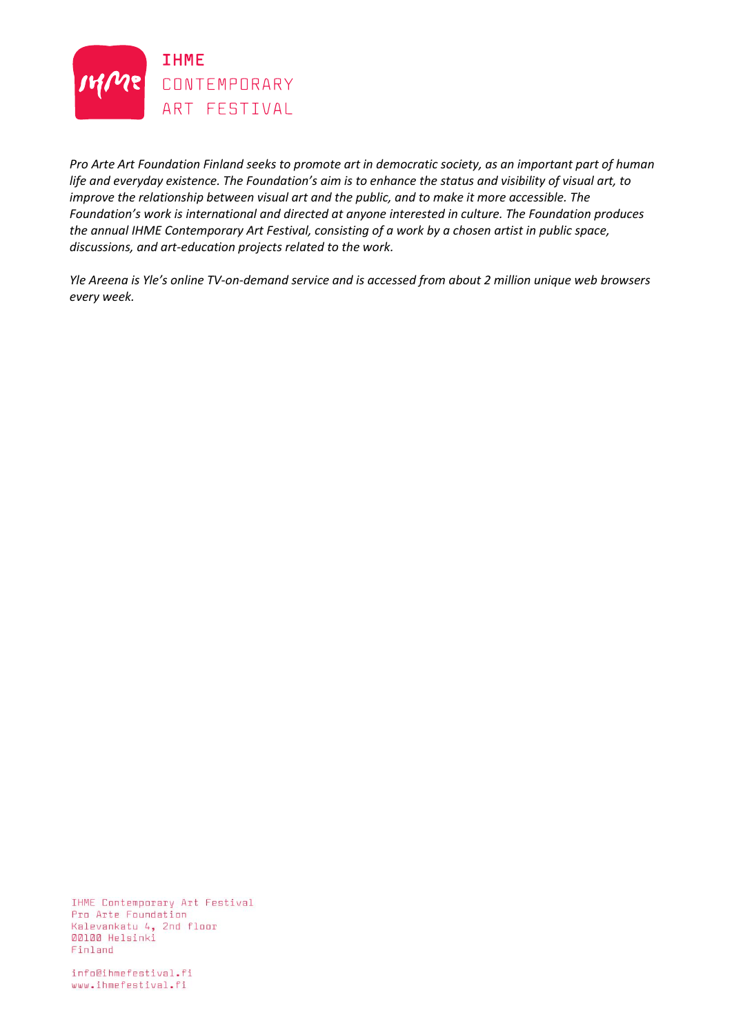IHME
CONTEMPORARY
ART FESTIVAL

*Pro Arte Art Foundation Finland seeks to promote art in democratic society, as an important part of human life and everyday existence. The Foundation's aim is to enhance the status and visibility of visual art, to improve the relationship between visual art and the public, and to make it more accessible. The Foundation's work is international and directed at anyone interested in culture. The Foundation produces the annual IHME Contemporary Art Festival, consisting of a work by a chosen artist in public space, discussions, and art-education projects related to the work.*

*Yle Areena is Yle's online TV-on-demand service and is accessed from about 2 million unique web browsers every week.*

IHME Contemporary Art Festival
Pro Arte Foundation
Kalevankatu 4, 2nd floor
00100 Helsinki
Finland

info@ihmefestival.fi
www.ihmefestival.fi